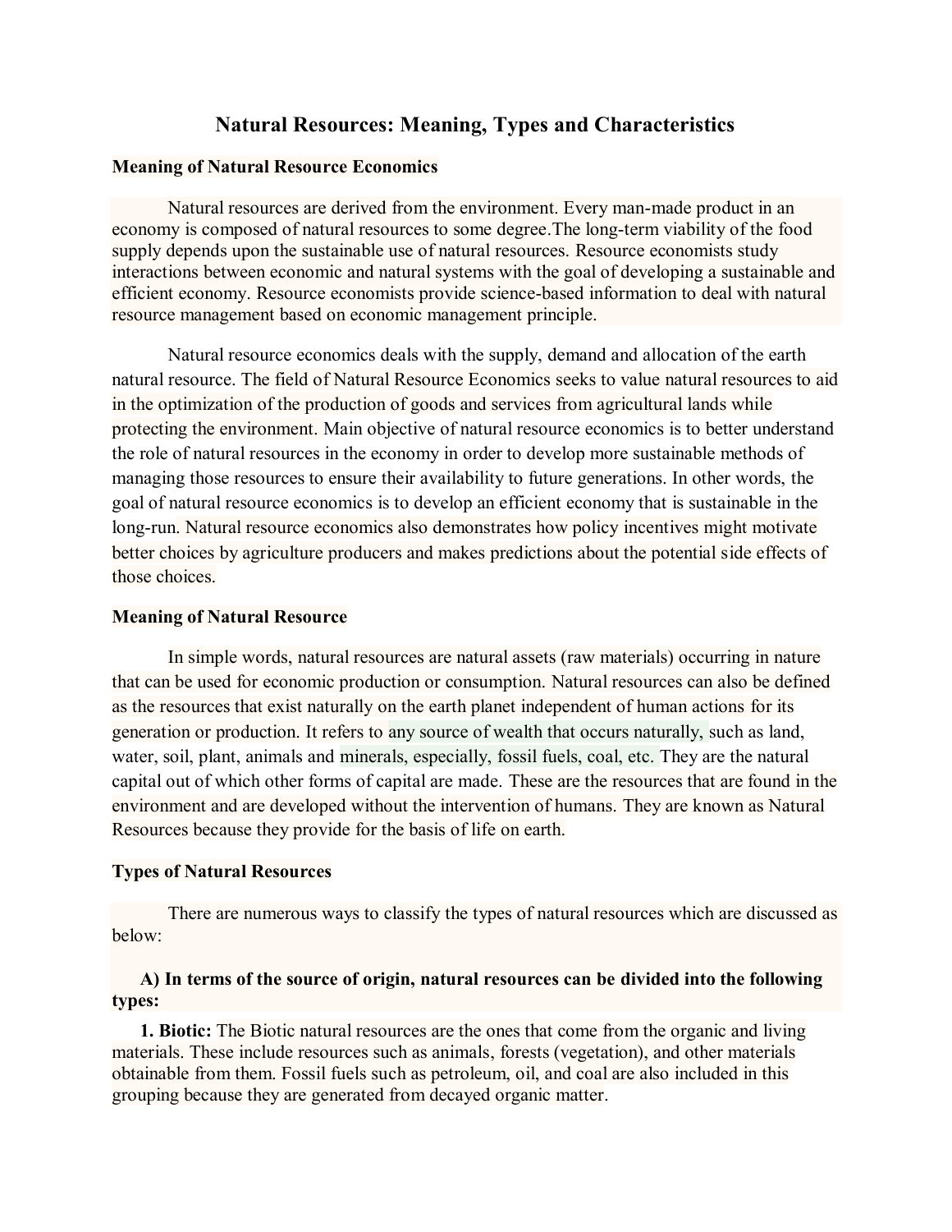# Natural Resources: Meaning, Types and Characteristics

## Meaning of Natural Resource Economics

Natural resources are derived from the environment. Every man-made product in an economy is composed of natural resources to some degree.The long-term viability of the food supply depends upon the sustainable use of natural resources. Resource economists study interactions between economic and natural systems with the goal of developing a sustainable and efficient economy. Resource economists provide science-based information to deal with natural resource management based on economic management principle.

Natural resource economics deals with the supply, demand and allocation of the earth natural resource. The field of Natural Resource Economics seeks to value natural resources to aid in the optimization of the production of goods and services from agricultural lands while protecting the environment. Main objective of natural resource economics is to better understand the role of natural resources in the economy in order to develop more sustainable methods of managing those resources to ensure their availability to future generations. In other words, the goal of natural resource economics is to develop an efficient economy that is sustainable in the long-run. Natural resource economics also demonstrates how policy incentives might motivate better choices by agriculture producers and makes predictions about the potential side effects of those choices.

## Meaning of Natural Resource

In simple words, natural resources are natural assets (raw materials) occurring in nature that can be used for economic production or consumption. Natural resources can also be defined as the resources that exist naturally on the earth planet independent of human actions for its generation or production. It refers to any source of wealth that occurs naturally, such as land, water, soil, plant, animals and minerals, especially, fossil fuels, coal, etc. They are the natural capital out of which other forms of capital are made. These are the resources that are found in the environment and are developed without the intervention of humans. They are known as Natural Resources because they provide for the basis of life on earth.

## Types of Natural Resources

There are numerous ways to classify the types of natural resources which are discussed as below:

**A) In terms of the source of origin, natural resources can be divided into the following types:**

**1. Biotic:** The Biotic natural resources are the ones that come from the organic and living materials. These include resources such as animals, forests (vegetation), and other materials obtainable from them. Fossil fuels such as petroleum, oil, and coal are also included in this grouping because they are generated from decayed organic matter.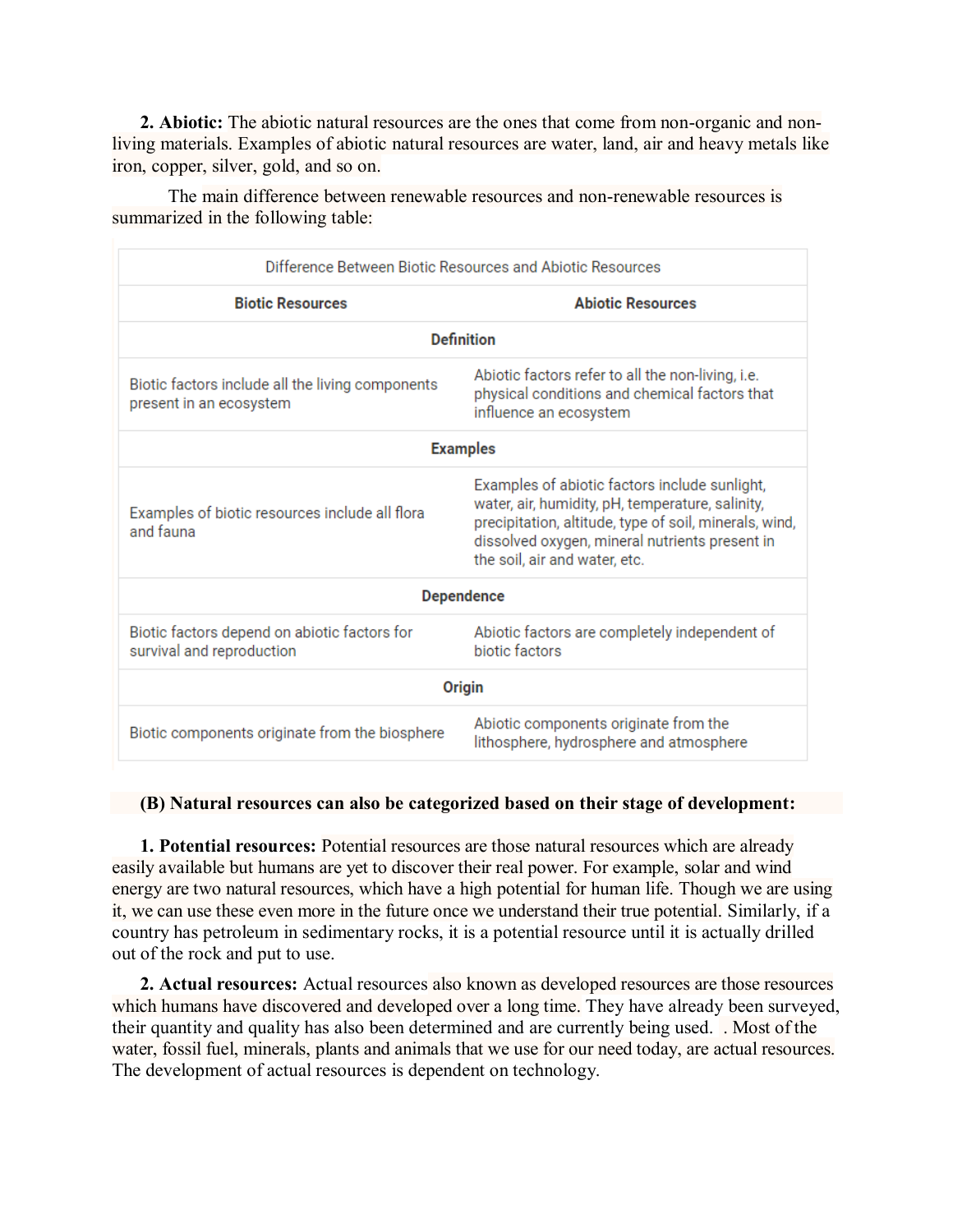**2. Abiotic:** The abiotic natural resources are the ones that come from non-organic and non-living materials. Examples of abiotic natural resources are water, land, air and heavy metals like iron, copper, silver, gold, and so on.

The main difference between renewable resources and non-renewable resources is summarized in the following table:

| Difference Between Biotic Resources and Abiotic Resources | |
|---|---|
| **Biotic Resources** | **Abiotic Resources** |
| **Definition** | |
| Biotic factors include all the living components present in an ecosystem | Abiotic factors refer to all the non-living, i.e. physical conditions and chemical factors that influence an ecosystem |
| **Examples** | |
| Examples of biotic resources include all flora and fauna | Examples of abiotic factors include sunlight, water, air, humidity, pH, temperature, salinity, precipitation, altitude, type of soil, minerals, wind, dissolved oxygen, mineral nutrients present in the soil, air and water, etc. |
| **Dependence** | |
| Biotic factors depend on abiotic factors for survival and reproduction | Abiotic factors are completely independent of biotic factors |
| **Origin** | |
| Biotic components originate from the biosphere | Abiotic components originate from the lithosphere, hydrosphere and atmosphere |

**(B) Natural resources can also be categorized based on their stage of development:**

**1. Potential resources:** Potential resources are those natural resources which are already easily available but humans are yet to discover their real power. For example, solar and wind energy are two natural resources, which have a high potential for human life. Though we are using it, we can use these even more in the future once we understand their true potential. Similarly, if a country has petroleum in sedimentary rocks, it is a potential resource until it is actually drilled out of the rock and put to use.

**2. Actual resources:** Actual resources also known as developed resources are those resources which humans have discovered and developed over a long time. They have already been surveyed, their quantity and quality has also been determined and are currently being used. . Most of the water, fossil fuel, minerals, plants and animals that we use for our need today, are actual resources. The development of actual resources is dependent on technology.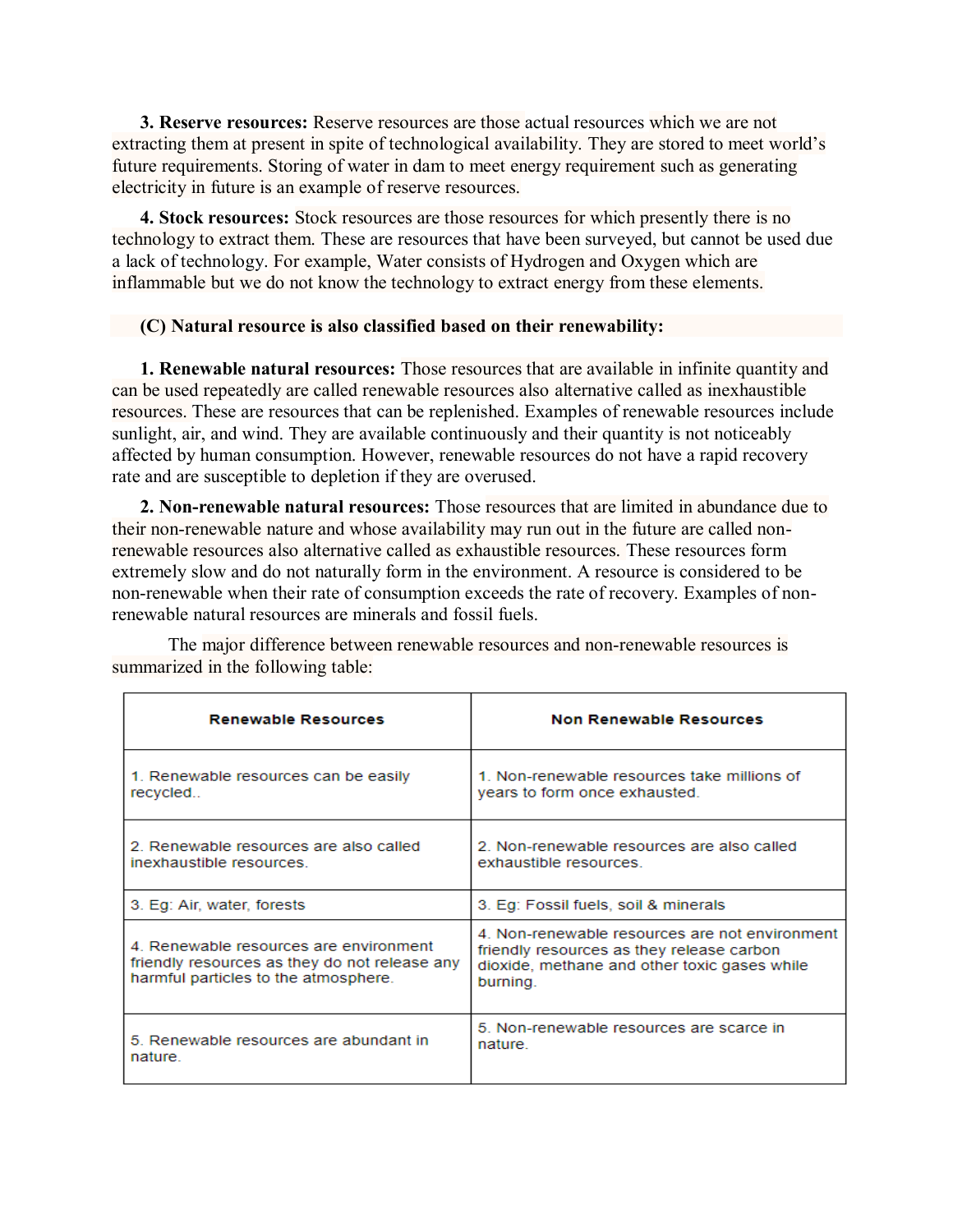**3. Reserve resources:** Reserve resources are those actual resources which we are not extracting them at present in spite of technological availability. They are stored to meet world's future requirements. Storing of water in dam to meet energy requirement such as generating electricity in future is an example of reserve resources.

**4. Stock resources:** Stock resources are those resources for which presently there is no technology to extract them. These are resources that have been surveyed, but cannot be used due a lack of technology. For example, Water consists of Hydrogen and Oxygen which are inflammable but we do not know the technology to extract energy from these elements.

**(C) Natural resource is also classified based on their renewability:**

**1. Renewable natural resources:** Those resources that are available in infinite quantity and can be used repeatedly are called renewable resources also alternative called as inexhaustible resources. These are resources that can be replenished. Examples of renewable resources include sunlight, air, and wind. They are available continuously and their quantity is not noticeably affected by human consumption. However, renewable resources do not have a rapid recovery rate and are susceptible to depletion if they are overused.

**2. Non-renewable natural resources:** Those resources that are limited in abundance due to their non-renewable nature and whose availability may run out in the future are called non-renewable resources also alternative called as exhaustible resources. These resources form extremely slow and do not naturally form in the environment. A resource is considered to be non-renewable when their rate of consumption exceeds the rate of recovery. Examples of non-renewable natural resources are minerals and fossil fuels.

The major difference between renewable resources and non-renewable resources is summarized in the following table:

| Renewable Resources | Non Renewable Resources |
| --- | --- |
| 1. Renewable resources can be easily recycled.. | 1. Non-renewable resources take millions of years to form once exhausted. |
| 2. Renewable resources are also called inexhaustible resources. | 2. Non-renewable resources are also called exhaustible resources. |
| 3. Eg: Air, water, forests | 3. Eg: Fossil fuels, soil & minerals |
| 4. Renewable resources are environment friendly resources as they do not release any harmful particles to the atmosphere. | 4. Non-renewable resources are not environment friendly resources as they release carbon dioxide, methane and other toxic gases while burning. |
| 5. Renewable resources are abundant in nature. | 5. Non-renewable resources are scarce in nature. |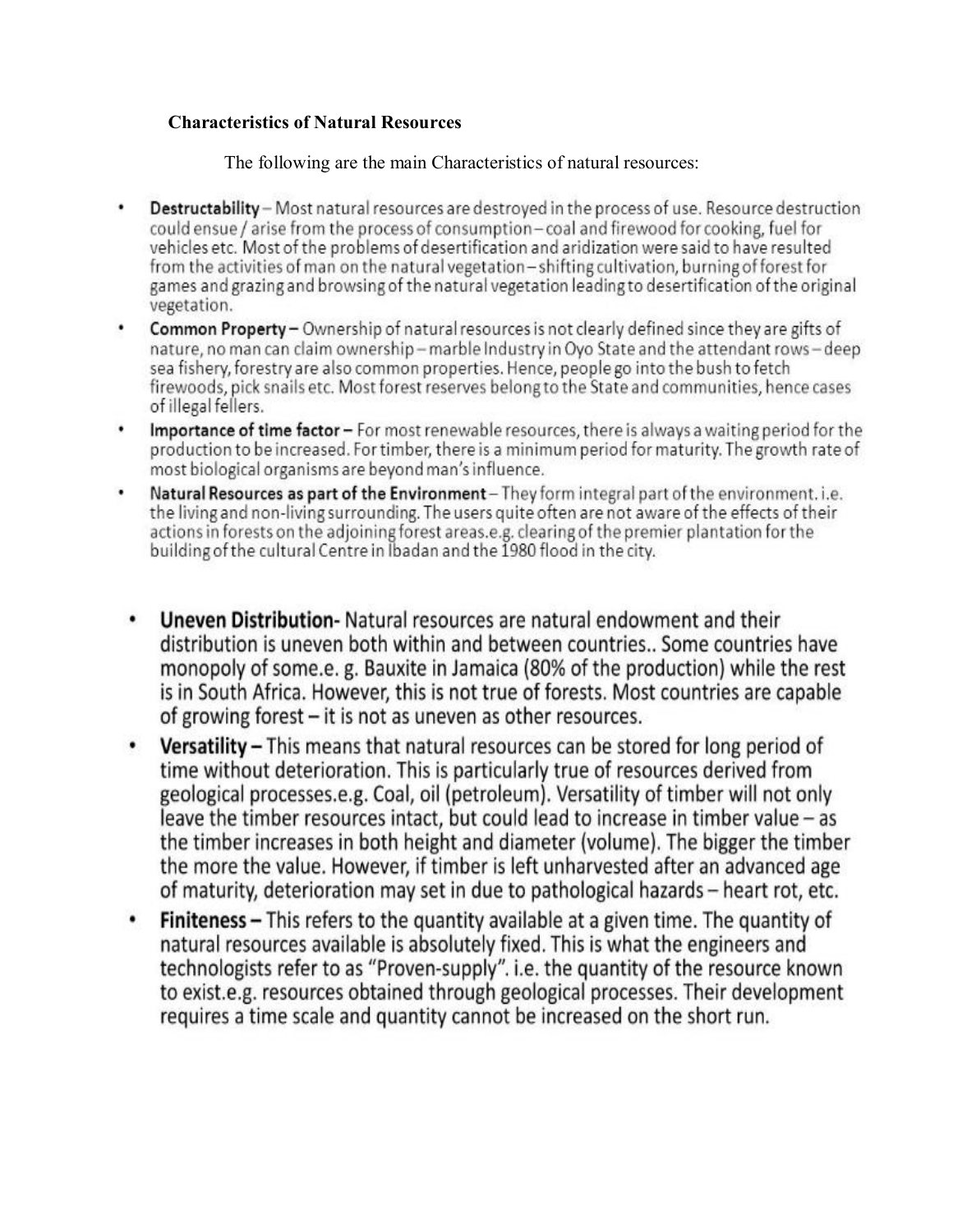**Characteristics of Natural Resources**

The following are the main Characteristics of natural resources:

- **Destructability** – Most natural resources are destroyed in the process of use. Resource destruction could ensue / arise from the process of consumption – coal and firewood for cooking, fuel for vehicles etc. Most of the problems of desertification and aridization were said to have resulted from the activities of man on the natural vegetation – shifting cultivation, burning of forest for games and grazing and browsing of the natural vegetation leading to desertification of the original vegetation.
- **Common Property** – Ownership of natural resources is not clearly defined since they are gifts of nature, no man can claim ownership – marble Industry in Oyo State and the attendant rows – deep sea fishery, forestry are also common properties. Hence, people go into the bush to fetch firewoods, pick snails etc. Most forest reserves belong to the State and communities, hence cases of illegal fellers.
- **Importance of time factor** – For most renewable resources, there is always a waiting period for the production to be increased. For timber, there is a minimum period for maturity. The growth rate of most biological organisms are beyond man's influence.
- **Natural Resources as part of the Environment** – They form integral part of the environment. i.e. the living and non-living surrounding. The users quite often are not aware of the effects of their actions in forests on the adjoining forest areas.e.g. clearing of the premier plantation for the building of the cultural Centre in Ibadan and the 1980 flood in the city.

- **Uneven Distribution**- Natural resources are natural endowment and their distribution is uneven both within and between countries.. Some countries have monopoly of some.e. g. Bauxite in Jamaica (80% of the production) while the rest is in South Africa. However, this is not true of forests. Most countries are capable of growing forest – it is not as uneven as other resources.
- **Versatility** – This means that natural resources can be stored for long period of time without deterioration. This is particularly true of resources derived from geological processes.e.g. Coal, oil (petroleum). Versatility of timber will not only leave the timber resources intact, but could lead to increase in timber value – as the timber increases in both height and diameter (volume). The bigger the timber the more the value. However, if timber is left unharvested after an advanced age of maturity, deterioration may set in due to pathological hazards – heart rot, etc.
- **Finiteness** – This refers to the quantity available at a given time. The quantity of natural resources available is absolutely fixed. This is what the engineers and technologists refer to as "Proven-supply". i.e. the quantity of the resource known to exist.e.g. resources obtained through geological processes. Their development requires a time scale and quantity cannot be increased on the short run.